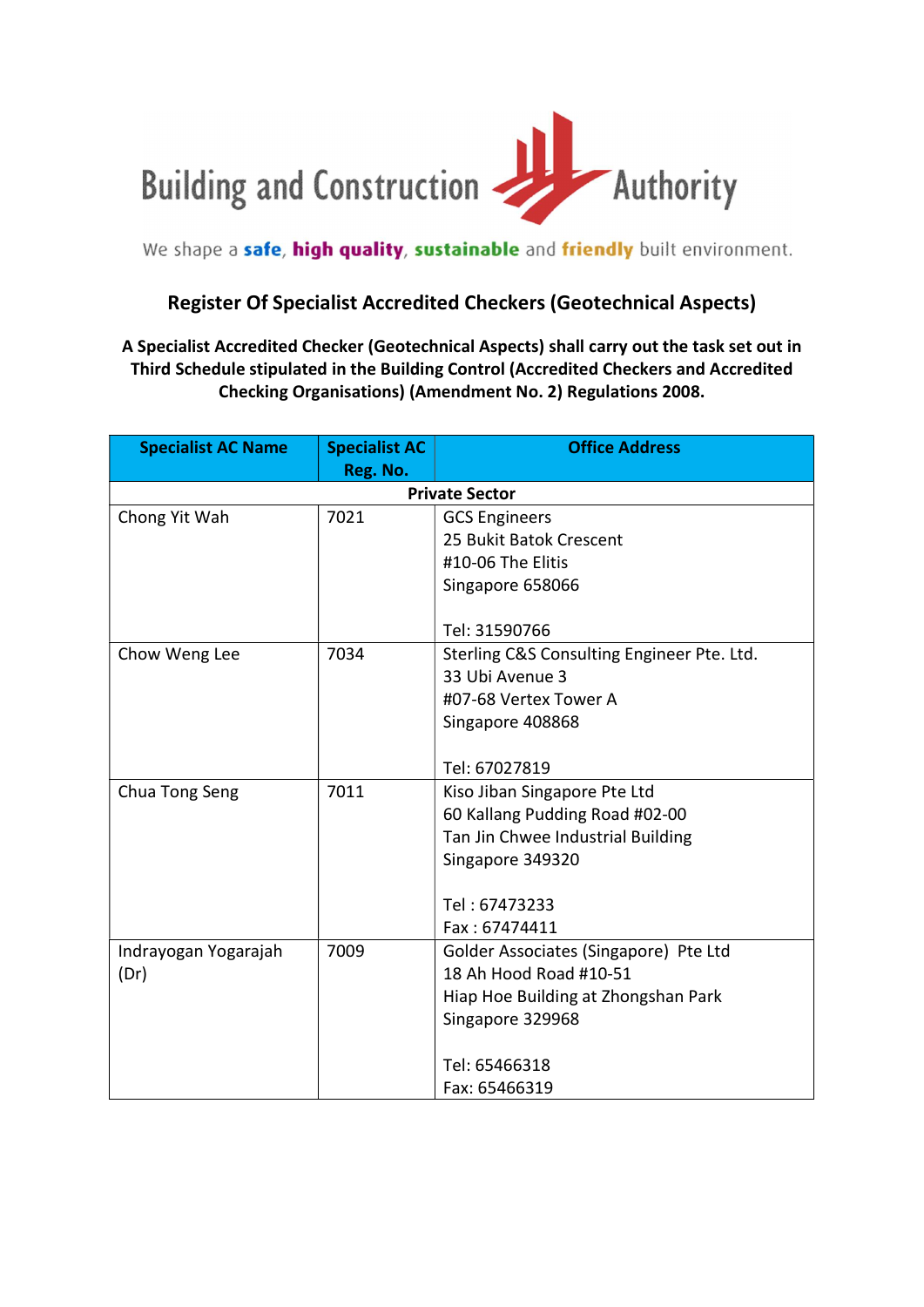Building and Construction Authority

We shape a **safe**, **high quality**, **sustainable** and **friendly** built environment.

## Register Of Specialist Accredited Checkers (Geotechnical Aspects)

**A Specialist Accredited Checker (Geotechnical Aspects) shall carry out the task set out in Third Schedule stipulated in the Building Control (Accredited Checkers and Accredited Checking Organisations) (Amendment No. 2) Regulations 2008.**

| Specialist AC Name | Specialist AC Reg. No. | Office Address |
|---|---|---|
| **Private Sector** | | |
| Chong Yit Wah | 7021 | GCS Engineers<br>25 Bukit Batok Crescent<br>#10-06 The Elitis<br>Singapore 658066<br><br>Tel: 31590766 |
| Chow Weng Lee | 7034 | Sterling C&S Consulting Engineer Pte. Ltd.<br>33 Ubi Avenue 3<br>#07-68 Vertex Tower A<br>Singapore 408868<br><br>Tel: 67027819 |
| Chua Tong Seng | 7011 | Kiso Jiban Singapore Pte Ltd<br>60 Kallang Pudding Road #02-00<br>Tan Jin Chwee Industrial Building<br>Singapore 349320<br><br>Tel : 67473233<br>Fax : 67474411 |
| Indrayogan Yogarajah (Dr) | 7009 | Golder Associates (Singapore) Pte Ltd<br>18 Ah Hood Road #10-51<br>Hiap Hoe Building at Zhongshan Park<br>Singapore 329968<br><br>Tel: 65466318<br>Fax: 65466319 |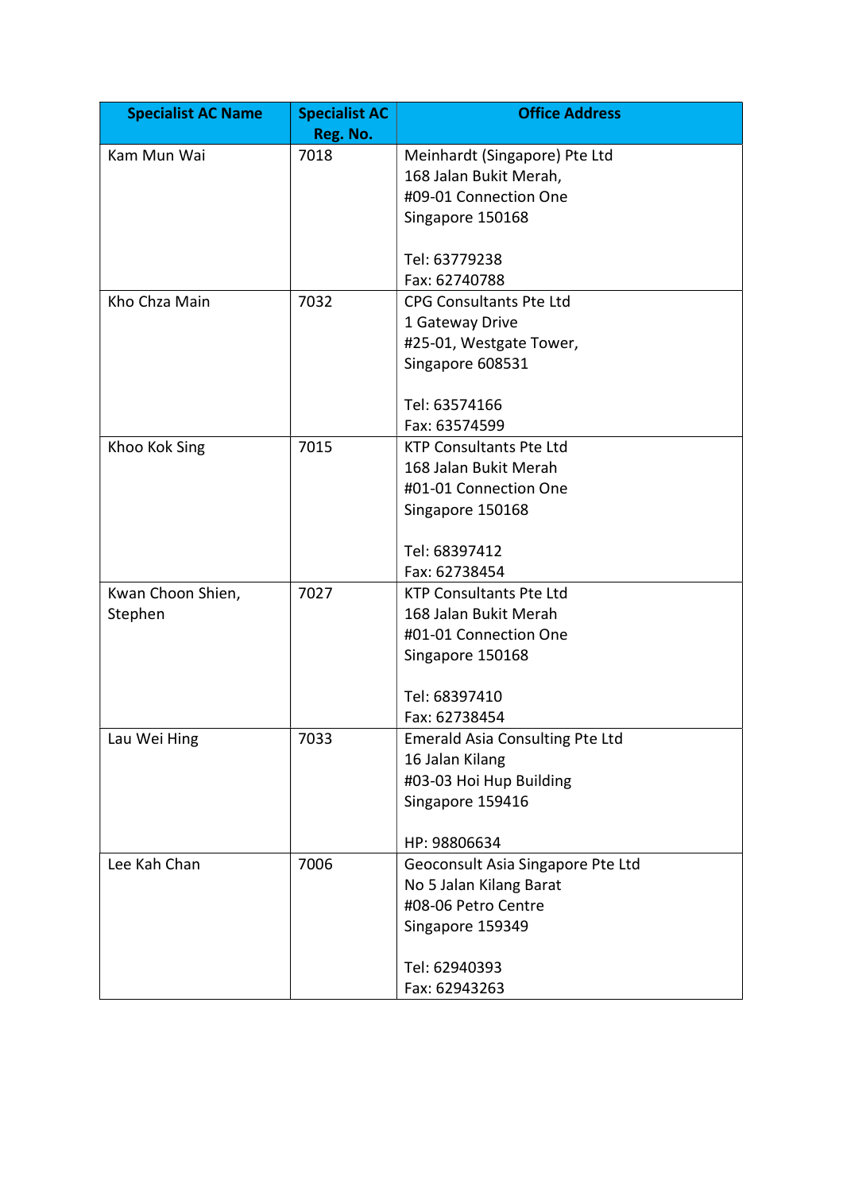| Specialist AC Name | Specialist AC Reg. No. | Office Address |
|---|---|---|
| Kam Mun Wai | 7018 | Meinhardt (Singapore) Pte Ltd<br>168 Jalan Bukit Merah,<br>#09-01 Connection One<br>Singapore 150168<br><br>Tel: 63779238<br>Fax: 62740788 |
| Kho Chza Main | 7032 | CPG Consultants Pte Ltd<br>1 Gateway Drive<br>#25-01, Westgate Tower,<br>Singapore 608531<br><br>Tel: 63574166<br>Fax: 63574599 |
| Khoo Kok Sing | 7015 | KTP Consultants Pte Ltd<br>168 Jalan Bukit Merah<br>#01-01 Connection One<br>Singapore 150168<br><br>Tel: 68397412<br>Fax: 62738454 |
| Kwan Choon Shien, Stephen | 7027 | KTP Consultants Pte Ltd<br>168 Jalan Bukit Merah<br>#01-01 Connection One<br>Singapore 150168<br><br>Tel: 68397410<br>Fax: 62738454 |
| Lau Wei Hing | 7033 | Emerald Asia Consulting Pte Ltd<br>16 Jalan Kilang<br>#03-03 Hoi Hup Building<br>Singapore 159416<br><br>HP: 98806634 |
| Lee Kah Chan | 7006 | Geoconsult Asia Singapore Pte Ltd<br>No 5 Jalan Kilang Barat<br>#08-06 Petro Centre<br>Singapore 159349<br><br>Tel: 62940393<br>Fax: 62943263 |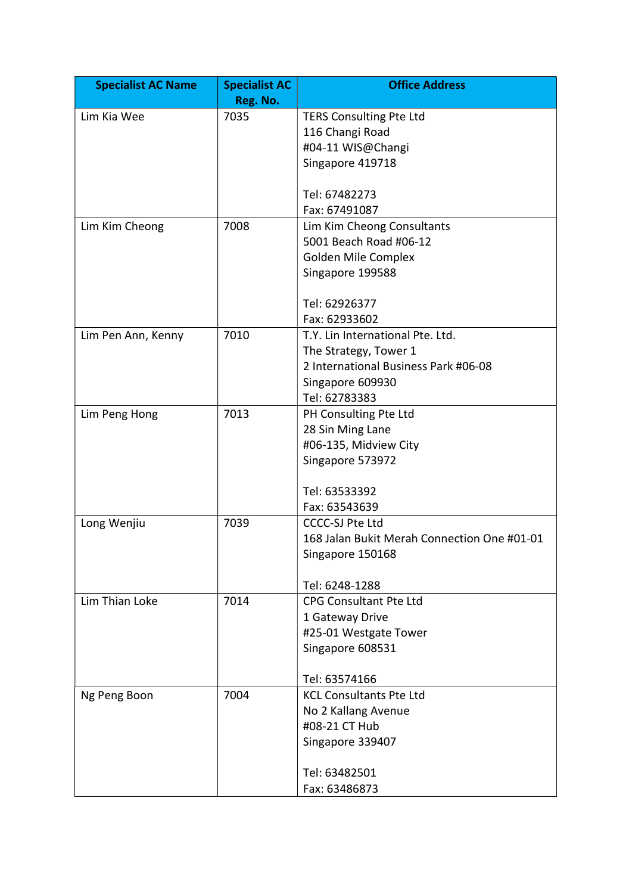| Specialist AC Name | Specialist AC Reg. No. | Office Address |
|---|---|---|
| Lim Kia Wee | 7035 | TERS Consulting Pte Ltd<br>116 Changi Road<br>#04-11 WIS@Changi<br>Singapore 419718<br><br>Tel: 67482273<br>Fax: 67491087 |
| Lim Kim Cheong | 7008 | Lim Kim Cheong Consultants<br>5001 Beach Road #06-12<br>Golden Mile Complex<br>Singapore 199588<br><br>Tel: 62926377<br>Fax: 62933602 |
| Lim Pen Ann, Kenny | 7010 | T.Y. Lin International Pte. Ltd.<br>The Strategy, Tower 1<br>2 International Business Park #06-08<br>Singapore 609930<br>Tel: 62783383 |
| Lim Peng Hong | 7013 | PH Consulting Pte Ltd<br>28 Sin Ming Lane<br>#06-135, Midview City<br>Singapore 573972<br><br>Tel: 63533392<br>Fax: 63543639 |
| Long Wenjiu | 7039 | CCCC-SJ Pte Ltd<br>168 Jalan Bukit Merah Connection One #01-01<br>Singapore 150168<br><br>Tel: 6248-1288 |
| Lim Thian Loke | 7014 | CPG Consultant Pte Ltd<br>1 Gateway Drive<br>#25-01 Westgate Tower<br>Singapore 608531<br><br>Tel: 63574166 |
| Ng Peng Boon | 7004 | KCL Consultants Pte Ltd<br>No 2 Kallang Avenue<br>#08-21 CT Hub<br>Singapore 339407<br><br>Tel: 63482501<br>Fax: 63486873 |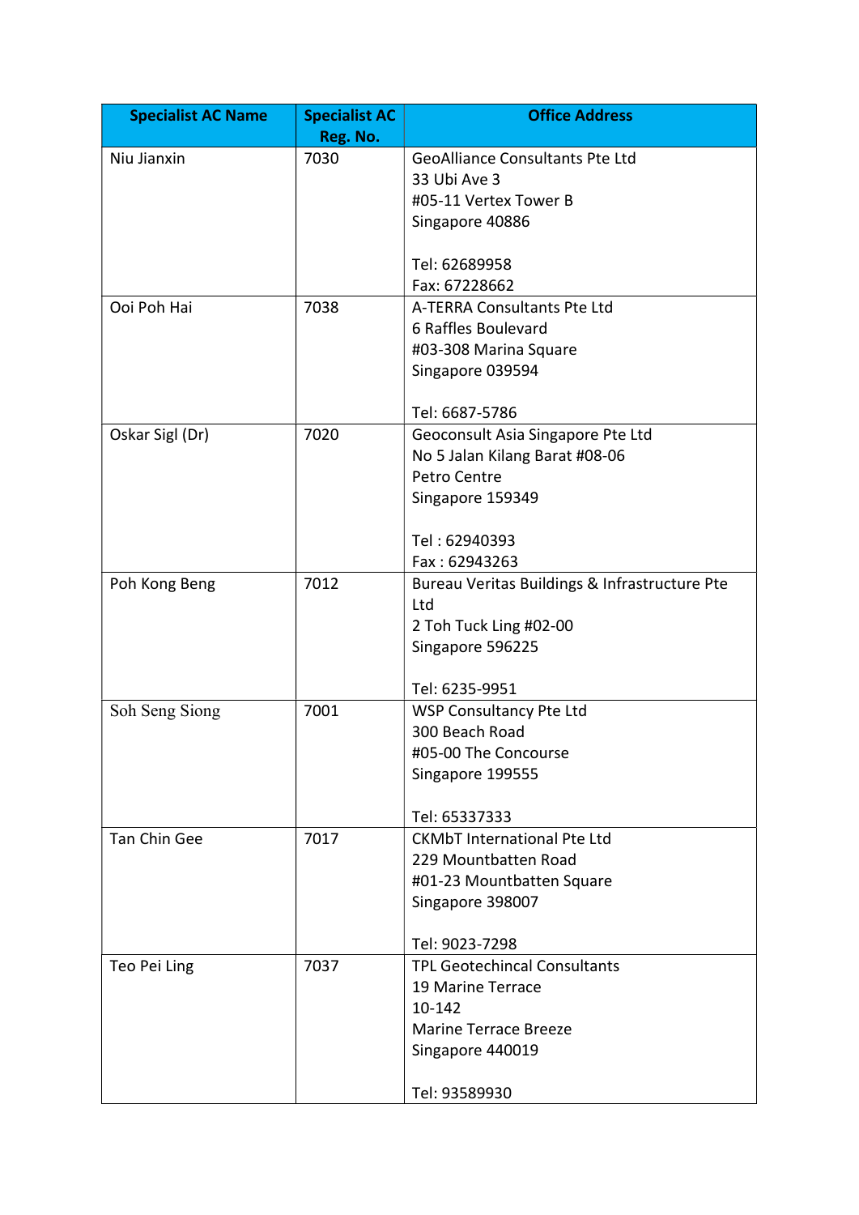| Specialist AC Name | Specialist AC Reg. No. | Office Address |
|---|---|---|
| Niu Jianxin | 7030 | GeoAlliance Consultants Pte Ltd<br>33 Ubi Ave 3<br>#05-11 Vertex Tower B<br>Singapore 40886<br><br>Tel: 62689958<br>Fax: 67228662 |
| Ooi Poh Hai | 7038 | A-TERRA Consultants Pte Ltd<br>6 Raffles Boulevard<br>#03-308 Marina Square<br>Singapore 039594<br><br>Tel: 6687-5786 |
| Oskar Sigl (Dr) | 7020 | Geoconsult Asia Singapore Pte Ltd<br>No 5 Jalan Kilang Barat #08-06<br>Petro Centre<br>Singapore 159349<br><br>Tel : 62940393<br>Fax : 62943263 |
| Poh Kong Beng | 7012 | Bureau Veritas Buildings & Infrastructure Pte Ltd<br>2 Toh Tuck Ling #02-00<br>Singapore 596225<br><br>Tel: 6235-9951 |
| Soh Seng Siong | 7001 | WSP Consultancy Pte Ltd<br>300 Beach Road<br>#05-00 The Concourse<br>Singapore 199555<br><br>Tel: 65337333 |
| Tan Chin Gee | 7017 | CKMbT International Pte Ltd<br>229 Mountbatten Road<br>#01-23 Mountbatten Square<br>Singapore 398007<br><br>Tel: 9023-7298 |
| Teo Pei Ling | 7037 | TPL Geotechincal Consultants<br>19 Marine Terrace<br>10-142<br>Marine Terrace Breeze<br>Singapore 440019<br><br>Tel: 93589930 |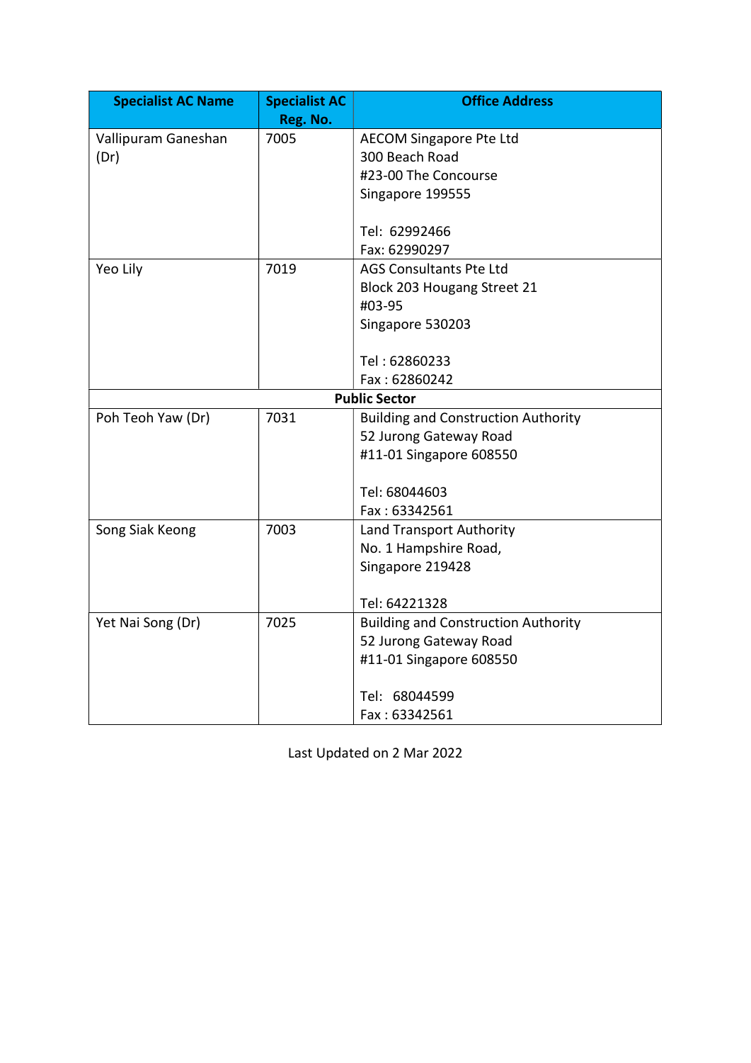| Specialist AC Name | Specialist AC Reg. No. | Office Address |
| --- | --- | --- |
| Vallipuram Ganeshan (Dr) | 7005 | AECOM Singapore Pte Ltd<br>300 Beach Road<br>#23-00 The Concourse<br>Singapore 199555<br><br>Tel: 62992466<br>Fax: 62990297 |
| Yeo Lily | 7019 | AGS Consultants Pte Ltd<br>Block 203 Hougang Street 21<br>#03-95<br>Singapore 530203<br><br>Tel : 62860233<br>Fax : 62860242 |
| **Public Sector** | | |
| Poh Teoh Yaw (Dr) | 7031 | Building and Construction Authority<br>52 Jurong Gateway Road<br>#11-01 Singapore 608550<br><br>Tel: 68044603<br>Fax : 63342561 |
| Song Siak Keong | 7003 | Land Transport Authority<br>No. 1 Hampshire Road,<br>Singapore 219428<br><br>Tel: 64221328 |
| Yet Nai Song (Dr) | 7025 | Building and Construction Authority<br>52 Jurong Gateway Road<br>#11-01 Singapore 608550<br><br>Tel: 68044599<br>Fax : 63342561 |

Last Updated on 2 Mar 2022